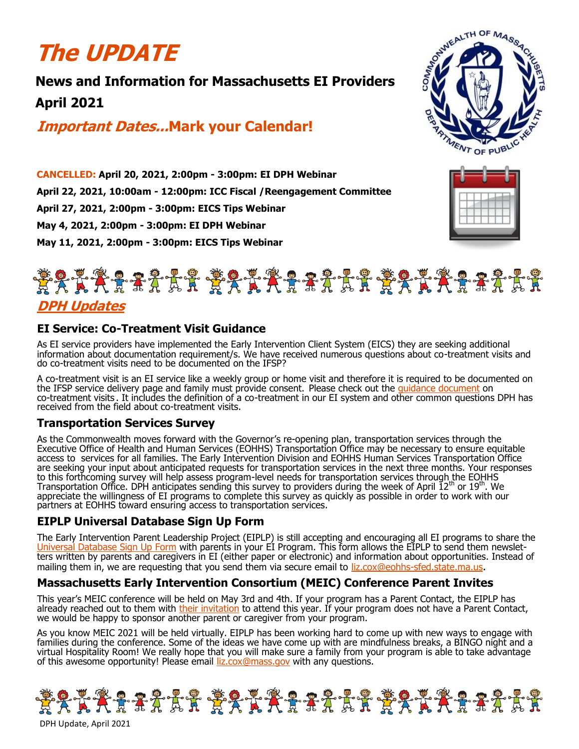# *The UPDATE*

**News and Information for Massachusetts EI Providers**

**April 2021**

## *Important Dates...*Mark your Calendar!

**CANCELLED: April 20, 2021, 2:00pm - 3:00pm: EI DPH Webinar**

**April 22, 2021, 10:00am - 12:00pm: ICC Fiscal /Reengagement Committee**

**April 27, 2021, 2:00pm - 3:00pm: EICS Tips Webinar**

**May 4, 2021, 2:00pm - 3:00pm: EI DPH Webinar**

**May 11, 2021, 2:00pm - 3:00pm: EICS Tips Webinar**

## *DPH Updates*

### EI Service: Co-Treatment Visit Guidance

As EI service providers have implemented the Early Intervention Client System (EICS) they are seeking additional information about documentation requirement/s. We have received numerous questions about co-treatment visits and do co-treatment visits need to be documented on the IFSP?

A co-treatment visit is an EI service like a weekly group or home visit and therefore it is required to be documented on the IFSP service delivery page and family must provide consent. Please check out the guidance document on co-treatment visits. It includes the definition of a co-treatment in our EI system and other common questions DPH has received from the field about co-treatment visits.

### Transportation Services Survey

As the Commonwealth moves forward with the Governor's re-opening plan, transportation services through the Executive Office of Health and Human Services (EOHHS) Transportation Office may be necessary to ensure equitable access to services for all families. The Early Intervention Division and EOHHS Human Services Transportation Office are seeking your input about anticipated requests for transportation services in the next three months. Your responses to this forthcoming survey will help assess program-level needs for transportation services through the EOHHS Transportation Office. DPH anticipates sending this survey to providers during the week of April 12th or 19th. We appreciate the willingness of EI programs to complete this survey as quickly as possible in order to work with our partners at EOHHS toward ensuring access to transportation services.

### EIPLP Universal Database Sign Up Form

The Early Intervention Parent Leadership Project (EIPLP) is still accepting and encouraging all EI programs to share the Universal Database Sign Up Form with parents in your EI Program. This form allows the EIPLP to send them newsletters written by parents and caregivers in EI (either paper or electronic) and information about opportunities. Instead of mailing them in, we are requesting that you send them via secure email to liz.cox@eohhs-sfed.state.ma.us.

### Massachusetts Early Intervention Consortium (MEIC) Conference Parent Invites

This year's MEIC conference will be held on May 3rd and 4th. If your program has a Parent Contact, the EIPLP has already reached out to them with their invitation to attend this year. If your program does not have a Parent Contact, we would be happy to sponsor another parent or caregiver from your program.

As you know MEIC 2021 will be held virtually. EIPLP has been working hard to come up with new ways to engage with families during the conference. Some of the ideas we have come up with are mindfulness breaks, a BINGO night and a virtual Hospitality Room! We really hope that you will make sure a family from your program is able to take advantage of this awesome opportunity! Please email liz.cox@mass.gov with any questions.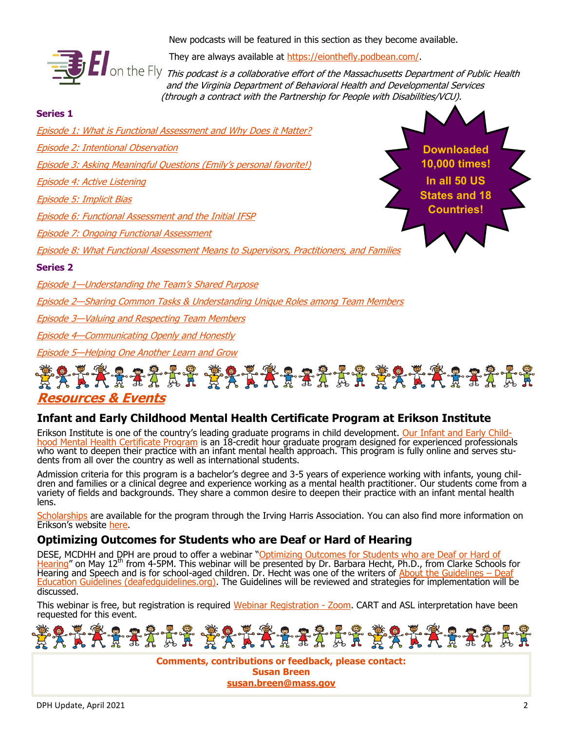New podcasts will be featured in this section as they become available.

They are always available at https://eionthefly.podbean.com/.

*This podcast is a collaborative effort of the Massachusetts Department of Public Health and the Virginia Department of Behavioral Health and Developmental Services (through a contract with the Partnership for People with Disabilities/VCU).*

**Downloaded 10,000 times! In all 50 US States and 18 Countries!**

**Series 1**

*Episode 1: What is Functional Assessment and Why Does it Matter?*

*Episode 2: Intentional Observation*

*Episode 3: Asking Meaningful Questions (Emily's personal favorite!)*

*Episode 4: Active Listening*

*Episode 5: Implicit Bias*

*Episode 6: Functional Assessment and the Initial IFSP*

*Episode 7: Ongoing Functional Assessment*

*Episode 8: What Functional Assessment Means to Supervisors, Practitioners, and Families*

**Series 2**

*Episode 1—Understanding the Team's Shared Purpose*

*Episode 2—Sharing Common Tasks & Understanding Unique Roles among Team Members*

*Episode 3—Valuing and Respecting Team Members*

*Episode 4—Communicating Openly and Honestly*

*Episode 5—Helping One Another Learn and Grow*

## *Resources & Events*

### Infant and Early Childhood Mental Health Certificate Program at Erikson Institute

Erikson Institute is one of the country's leading graduate programs in child development. Our Infant and Early Childhood Mental Health Certificate Program is an 18-credit hour graduate program designed for experienced professionals who want to deepen their practice with an infant mental health approach. This program is fully online and serves students from all over the country as well as international students.

Admission criteria for this program is a bachelor's degree and 3-5 years of experience working with infants, young children and families or a clinical degree and experience working as a mental health practitioner. Our students come from a variety of fields and backgrounds. They share a common desire to deepen their practice with an infant mental health lens.

Scholarships are available for the program through the Irving Harris Association. You can also find more information on Erikson's website here.

### Optimizing Outcomes for Students who are Deaf or Hard of Hearing

DESE, MCDHH and DPH are proud to offer a webinar "Optimizing Outcomes for Students who are Deaf or Hard of Hearing" on May 12th from 4-5PM. This webinar will be presented by Dr. Barbara Hecht, Ph.D., from Clarke Schools for Hearing and Speech and is for school-aged children. Dr. Hecht was one of the writers of About the Guidelines – Deaf Education Guidelines (deafedguidelines.org). The Guidelines will be reviewed and strategies for implementation will be discussed.

This webinar is free, but registration is required Webinar Registration - Zoom. CART and ASL interpretation have been requested for this event.

**Comments, contributions or feedback, please contact:**
**Susan Breen**
**susan.breen@mass.gov**

DPH Update, April 2021